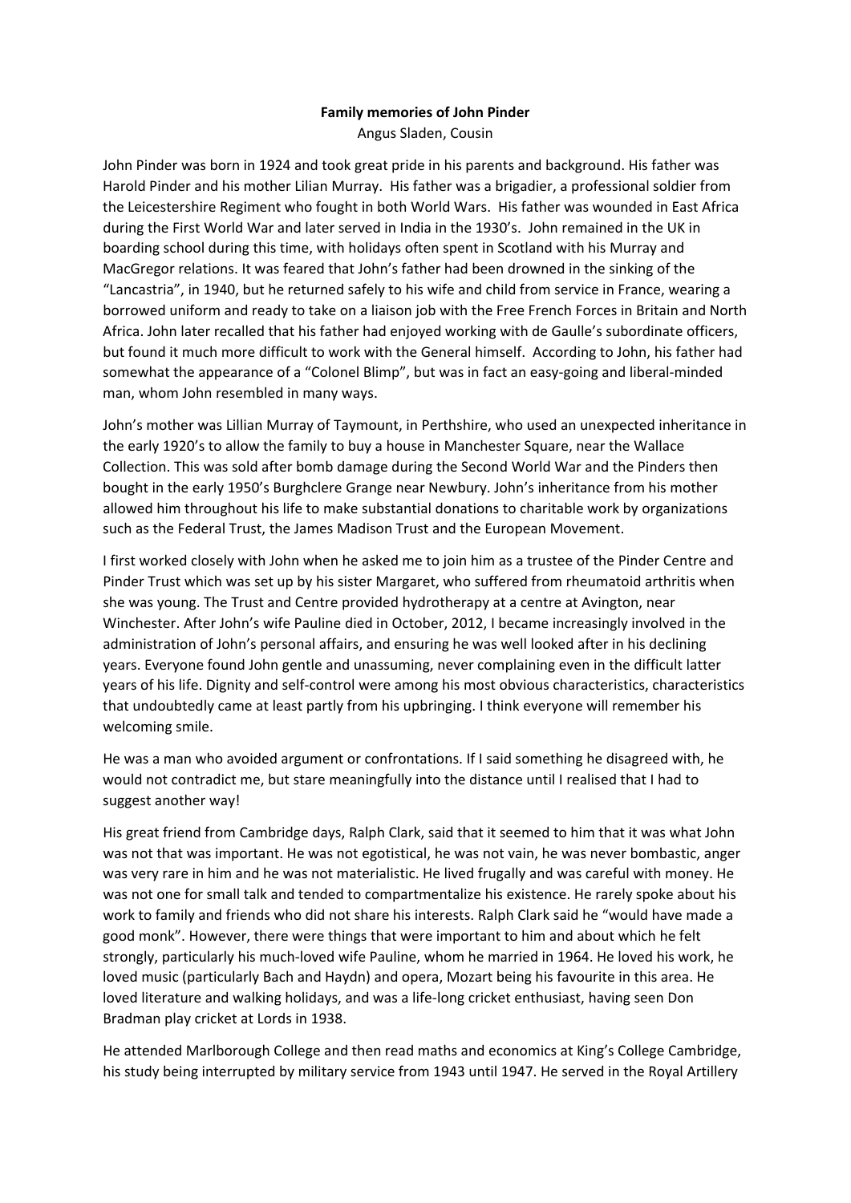**Family memories of John Pinder**

Angus Sladen, Cousin

John Pinder was born in 1924 and took great pride in his parents and background. His father was Harold Pinder and his mother Lilian Murray. His father was a brigadier, a professional soldier from the Leicestershire Regiment who fought in both World Wars. His father was wounded in East Africa during the First World War and later served in India in the 1930's. John remained in the UK in boarding school during this time, with holidays often spent in Scotland with his Murray and MacGregor relations. It was feared that John's father had been drowned in the sinking of the "Lancastria", in 1940, but he returned safely to his wife and child from service in France, wearing a borrowed uniform and ready to take on a liaison job with the Free French Forces in Britain and North Africa. John later recalled that his father had enjoyed working with de Gaulle's subordinate officers, but found it much more difficult to work with the General himself. According to John, his father had somewhat the appearance of a "Colonel Blimp", but was in fact an easy-going and liberal-minded man, whom John resembled in many ways.

John's mother was Lillian Murray of Taymount, in Perthshire, who used an unexpected inheritance in the early 1920's to allow the family to buy a house in Manchester Square, near the Wallace Collection. This was sold after bomb damage during the Second World War and the Pinders then bought in the early 1950's Burghclere Grange near Newbury. John's inheritance from his mother allowed him throughout his life to make substantial donations to charitable work by organizations such as the Federal Trust, the James Madison Trust and the European Movement.

I first worked closely with John when he asked me to join him as a trustee of the Pinder Centre and Pinder Trust which was set up by his sister Margaret, who suffered from rheumatoid arthritis when she was young. The Trust and Centre provided hydrotherapy at a centre at Avington, near Winchester. After John's wife Pauline died in October, 2012, I became increasingly involved in the administration of John's personal affairs, and ensuring he was well looked after in his declining years. Everyone found John gentle and unassuming, never complaining even in the difficult latter years of his life. Dignity and self-control were among his most obvious characteristics, characteristics that undoubtedly came at least partly from his upbringing. I think everyone will remember his welcoming smile.

He was a man who avoided argument or confrontations. If I said something he disagreed with, he would not contradict me, but stare meaningfully into the distance until I realised that I had to suggest another way!

His great friend from Cambridge days, Ralph Clark, said that it seemed to him that it was what John was not that was important. He was not egotistical, he was not vain, he was never bombastic, anger was very rare in him and he was not materialistic. He lived frugally and was careful with money. He was not one for small talk and tended to compartmentalize his existence. He rarely spoke about his work to family and friends who did not share his interests. Ralph Clark said he "would have made a good monk". However, there were things that were important to him and about which he felt strongly, particularly his much-loved wife Pauline, whom he married in 1964. He loved his work, he loved music (particularly Bach and Haydn) and opera, Mozart being his favourite in this area. He loved literature and walking holidays, and was a life-long cricket enthusiast, having seen Don Bradman play cricket at Lords in 1938.

He attended Marlborough College and then read maths and economics at King's College Cambridge, his study being interrupted by military service from 1943 until 1947. He served in the Royal Artillery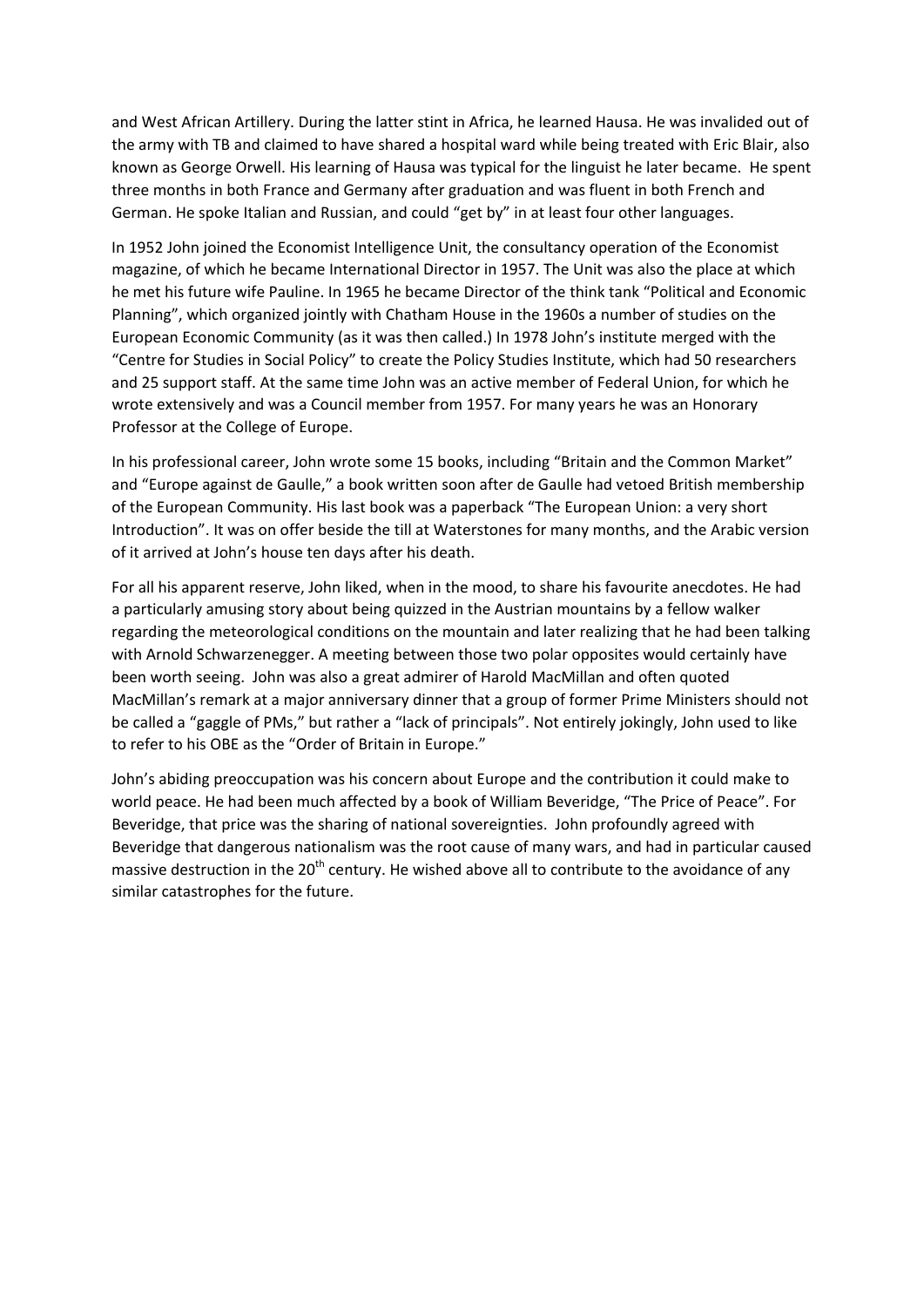and West African Artillery. During the latter stint in Africa, he learned Hausa. He was invalided out of the army with TB and claimed to have shared a hospital ward while being treated with Eric Blair, also known as George Orwell. His learning of Hausa was typical for the linguist he later became. He spent three months in both France and Germany after graduation and was fluent in both French and German. He spoke Italian and Russian, and could "get by" in at least four other languages.

In 1952 John joined the Economist Intelligence Unit, the consultancy operation of the Economist magazine, of which he became International Director in 1957. The Unit was also the place at which he met his future wife Pauline. In 1965 he became Director of the think tank "Political and Economic Planning", which organized jointly with Chatham House in the 1960s a number of studies on the European Economic Community (as it was then called.) In 1978 John's institute merged with the "Centre for Studies in Social Policy" to create the Policy Studies Institute, which had 50 researchers and 25 support staff. At the same time John was an active member of Federal Union, for which he wrote extensively and was a Council member from 1957. For many years he was an Honorary Professor at the College of Europe.

In his professional career, John wrote some 15 books, including "Britain and the Common Market" and "Europe against de Gaulle," a book written soon after de Gaulle had vetoed British membership of the European Community. His last book was a paperback "The European Union: a very short Introduction". It was on offer beside the till at Waterstones for many months, and the Arabic version of it arrived at John's house ten days after his death.

For all his apparent reserve, John liked, when in the mood, to share his favourite anecdotes. He had a particularly amusing story about being quizzed in the Austrian mountains by a fellow walker regarding the meteorological conditions on the mountain and later realizing that he had been talking with Arnold Schwarzenegger. A meeting between those two polar opposites would certainly have been worth seeing. John was also a great admirer of Harold MacMillan and often quoted MacMillan's remark at a major anniversary dinner that a group of former Prime Ministers should not be called a "gaggle of PMs," but rather a "lack of principals". Not entirely jokingly, John used to like to refer to his OBE as the "Order of Britain in Europe."

John's abiding preoccupation was his concern about Europe and the contribution it could make to world peace. He had been much affected by a book of William Beveridge, "The Price of Peace". For Beveridge, that price was the sharing of national sovereignties. John profoundly agreed with Beveridge that dangerous nationalism was the root cause of many wars, and had in particular caused massive destruction in the 20th century. He wished above all to contribute to the avoidance of any similar catastrophes for the future.